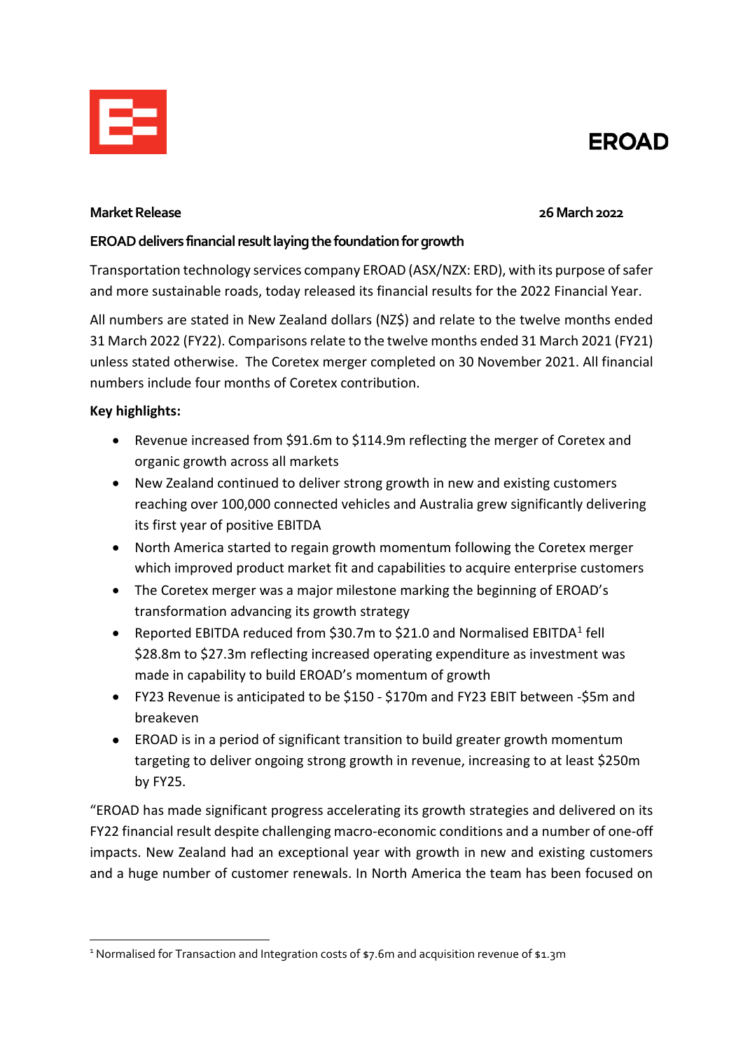**EROAD**

**Market Release** **26 March 2022**

**EROAD delivers financial result laying the foundation for growth**

Transportation technology services company EROAD (ASX/NZX: ERD), with its purpose of safer and more sustainable roads, today released its financial results for the 2022 Financial Year.

All numbers are stated in New Zealand dollars (NZ$) and relate to the twelve months ended 31 March 2022 (FY22). Comparisons relate to the twelve months ended 31 March 2021 (FY21) unless stated otherwise. The Coretex merger completed on 30 November 2021. All financial numbers include four months of Coretex contribution.

**Key highlights:**

- Revenue increased from $91.6m to $114.9m reflecting the merger of Coretex and organic growth across all markets
- New Zealand continued to deliver strong growth in new and existing customers reaching over 100,000 connected vehicles and Australia grew significantly delivering its first year of positive EBITDA
- North America started to regain growth momentum following the Coretex merger which improved product market fit and capabilities to acquire enterprise customers
- The Coretex merger was a major milestone marking the beginning of EROAD's transformation advancing its growth strategy
- Reported EBITDA reduced from $30.7m to $21.0 and Normalised EBITDA[1] fell $28.8m to $27.3m reflecting increased operating expenditure as investment was made in capability to build EROAD's momentum of growth
- FY23 Revenue is anticipated to be $150 - $170m and FY23 EBIT between -$5m and breakeven
- EROAD is in a period of significant transition to build greater growth momentum targeting to deliver ongoing strong growth in revenue, increasing to at least $250m by FY25.

"EROAD has made significant progress accelerating its growth strategies and delivered on its FY22 financial result despite challenging macro-economic conditions and a number of one-off impacts. New Zealand had an exceptional year with growth in new and existing customers and a huge number of customer renewals. In North America the team has been focused on

[1] Normalised for Transaction and Integration costs of $7.6m and acquisition revenue of $1.3m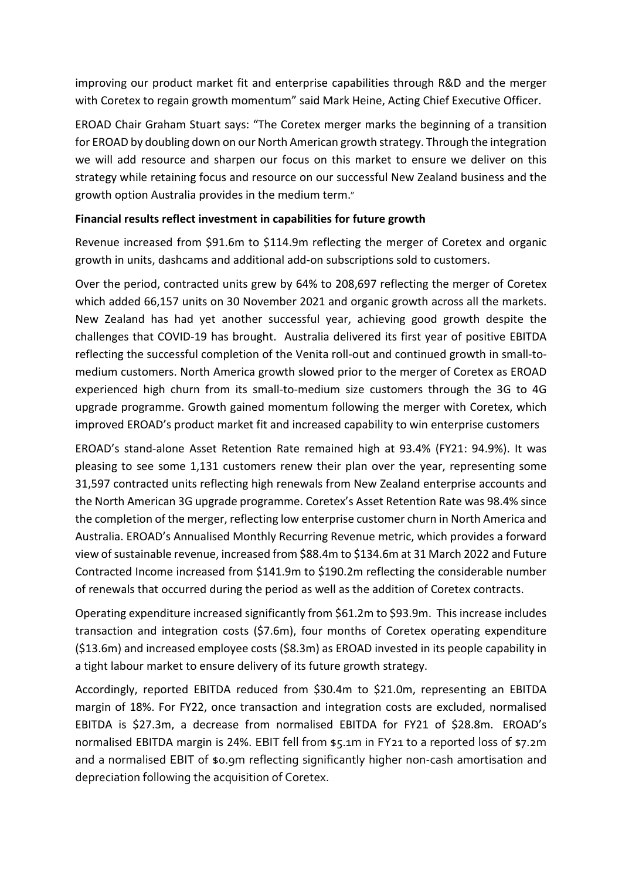improving our product market fit and enterprise capabilities through R&D and the merger with Coretex to regain growth momentum" said Mark Heine, Acting Chief Executive Officer.

EROAD Chair Graham Stuart says: "The Coretex merger marks the beginning of a transition for EROAD by doubling down on our North American growth strategy. Through the integration we will add resource and sharpen our focus on this market to ensure we deliver on this strategy while retaining focus and resource on our successful New Zealand business and the growth option Australia provides in the medium term."

**Financial results reflect investment in capabilities for future growth**

Revenue increased from $91.6m to $114.9m reflecting the merger of Coretex and organic growth in units, dashcams and additional add-on subscriptions sold to customers.

Over the period, contracted units grew by 64% to 208,697 reflecting the merger of Coretex which added 66,157 units on 30 November 2021 and organic growth across all the markets. New Zealand has had yet another successful year, achieving good growth despite the challenges that COVID-19 has brought. Australia delivered its first year of positive EBITDA reflecting the successful completion of the Venita roll-out and continued growth in small-to-medium customers. North America growth slowed prior to the merger of Coretex as EROAD experienced high churn from its small-to-medium size customers through the 3G to 4G upgrade programme. Growth gained momentum following the merger with Coretex, which improved EROAD's product market fit and increased capability to win enterprise customers

EROAD's stand-alone Asset Retention Rate remained high at 93.4% (FY21: 94.9%). It was pleasing to see some 1,131 customers renew their plan over the year, representing some 31,597 contracted units reflecting high renewals from New Zealand enterprise accounts and the North American 3G upgrade programme. Coretex's Asset Retention Rate was 98.4% since the completion of the merger, reflecting low enterprise customer churn in North America and Australia. EROAD's Annualised Monthly Recurring Revenue metric, which provides a forward view of sustainable revenue, increased from $88.4m to $134.6m at 31 March 2022 and Future Contracted Income increased from $141.9m to $190.2m reflecting the considerable number of renewals that occurred during the period as well as the addition of Coretex contracts.

Operating expenditure increased significantly from $61.2m to $93.9m. This increase includes transaction and integration costs ($7.6m), four months of Coretex operating expenditure ($13.6m) and increased employee costs ($8.3m) as EROAD invested in its people capability in a tight labour market to ensure delivery of its future growth strategy.

Accordingly, reported EBITDA reduced from $30.4m to $21.0m, representing an EBITDA margin of 18%. For FY22, once transaction and integration costs are excluded, normalised EBITDA is $27.3m, a decrease from normalised EBITDA for FY21 of $28.8m. EROAD's normalised EBITDA margin is 24%. EBIT fell from $5.1m in FY21 to a reported loss of $7.2m and a normalised EBIT of $0.9m reflecting significantly higher non-cash amortisation and depreciation following the acquisition of Coretex.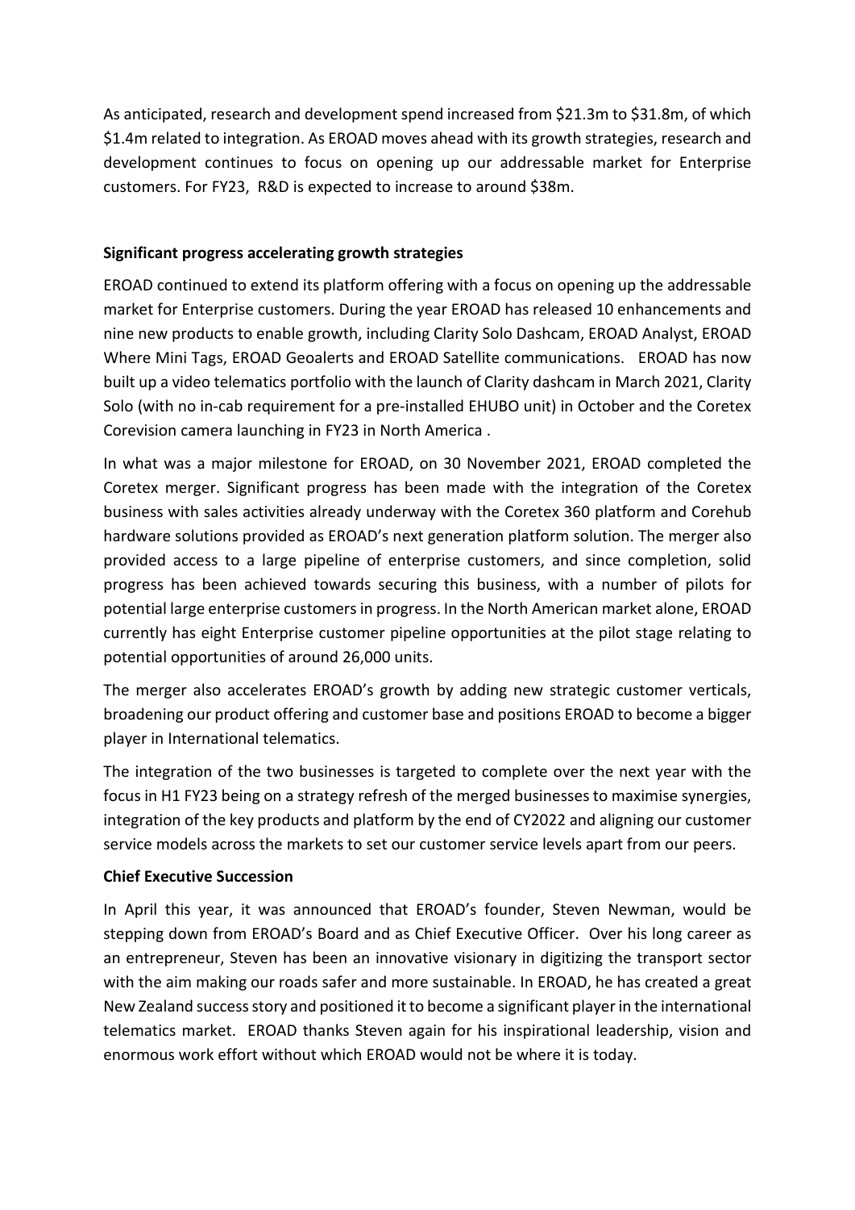As anticipated, research and development spend increased from $21.3m to $31.8m, of which $1.4m related to integration. As EROAD moves ahead with its growth strategies, research and development continues to focus on opening up our addressable market for Enterprise customers. For FY23, R&D is expected to increase to around $38m.

**Significant progress accelerating growth strategies**

EROAD continued to extend its platform offering with a focus on opening up the addressable market for Enterprise customers. During the year EROAD has released 10 enhancements and nine new products to enable growth, including Clarity Solo Dashcam, EROAD Analyst, EROAD Where Mini Tags, EROAD Geoalerts and EROAD Satellite communications. EROAD has now built up a video telematics portfolio with the launch of Clarity dashcam in March 2021, Clarity Solo (with no in-cab requirement for a pre-installed EHUBO unit) in October and the Coretex Corevision camera launching in FY23 in North America .

In what was a major milestone for EROAD, on 30 November 2021, EROAD completed the Coretex merger. Significant progress has been made with the integration of the Coretex business with sales activities already underway with the Coretex 360 platform and Corehub hardware solutions provided as EROAD's next generation platform solution. The merger also provided access to a large pipeline of enterprise customers, and since completion, solid progress has been achieved towards securing this business, with a number of pilots for potential large enterprise customers in progress. In the North American market alone, EROAD currently has eight Enterprise customer pipeline opportunities at the pilot stage relating to potential opportunities of around 26,000 units.

The merger also accelerates EROAD's growth by adding new strategic customer verticals, broadening our product offering and customer base and positions EROAD to become a bigger player in International telematics.

The integration of the two businesses is targeted to complete over the next year with the focus in H1 FY23 being on a strategy refresh of the merged businesses to maximise synergies, integration of the key products and platform by the end of CY2022 and aligning our customer service models across the markets to set our customer service levels apart from our peers.

**Chief Executive Succession**

In April this year, it was announced that EROAD's founder, Steven Newman, would be stepping down from EROAD's Board and as Chief Executive Officer. Over his long career as an entrepreneur, Steven has been an innovative visionary in digitizing the transport sector with the aim making our roads safer and more sustainable. In EROAD, he has created a great New Zealand success story and positioned it to become a significant player in the international telematics market. EROAD thanks Steven again for his inspirational leadership, vision and enormous work effort without which EROAD would not be where it is today.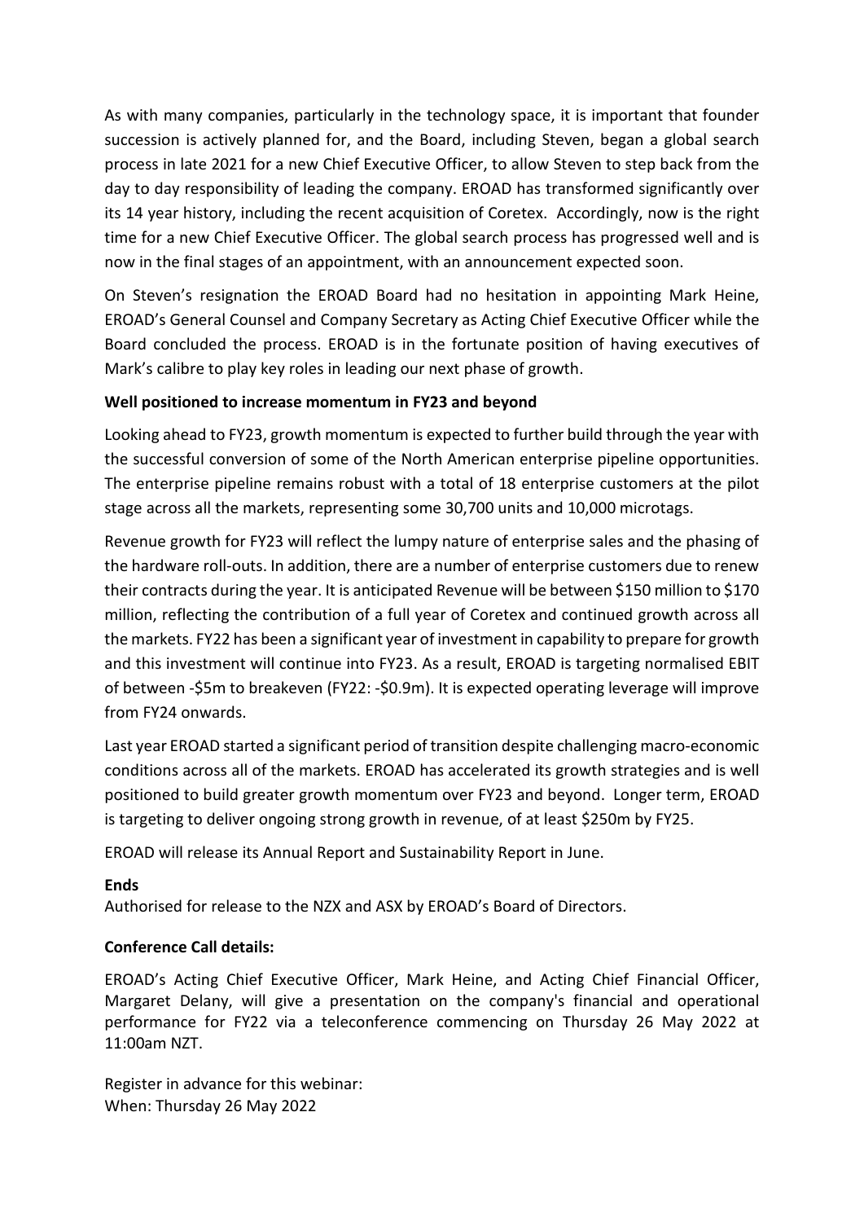As with many companies, particularly in the technology space, it is important that founder succession is actively planned for, and the Board, including Steven, began a global search process in late 2021 for a new Chief Executive Officer, to allow Steven to step back from the day to day responsibility of leading the company. EROAD has transformed significantly over its 14 year history, including the recent acquisition of Coretex. Accordingly, now is the right time for a new Chief Executive Officer. The global search process has progressed well and is now in the final stages of an appointment, with an announcement expected soon.

On Steven's resignation the EROAD Board had no hesitation in appointing Mark Heine, EROAD's General Counsel and Company Secretary as Acting Chief Executive Officer while the Board concluded the process. EROAD is in the fortunate position of having executives of Mark's calibre to play key roles in leading our next phase of growth.

**Well positioned to increase momentum in FY23 and beyond**

Looking ahead to FY23, growth momentum is expected to further build through the year with the successful conversion of some of the North American enterprise pipeline opportunities. The enterprise pipeline remains robust with a total of 18 enterprise customers at the pilot stage across all the markets, representing some 30,700 units and 10,000 microtags.

Revenue growth for FY23 will reflect the lumpy nature of enterprise sales and the phasing of the hardware roll-outs. In addition, there are a number of enterprise customers due to renew their contracts during the year. It is anticipated Revenue will be between $150 million to $170 million, reflecting the contribution of a full year of Coretex and continued growth across all the markets. FY22 has been a significant year of investment in capability to prepare for growth and this investment will continue into FY23. As a result, EROAD is targeting normalised EBIT of between -$5m to breakeven (FY22: -$0.9m). It is expected operating leverage will improve from FY24 onwards.

Last year EROAD started a significant period of transition despite challenging macro-economic conditions across all of the markets. EROAD has accelerated its growth strategies and is well positioned to build greater growth momentum over FY23 and beyond. Longer term, EROAD is targeting to deliver ongoing strong growth in revenue, of at least $250m by FY25.

EROAD will release its Annual Report and Sustainability Report in June.

**Ends**

Authorised for release to the NZX and ASX by EROAD's Board of Directors.

**Conference Call details:**

EROAD's Acting Chief Executive Officer, Mark Heine, and Acting Chief Financial Officer, Margaret Delany, will give a presentation on the company's financial and operational performance for FY22 via a teleconference commencing on Thursday 26 May 2022 at 11:00am NZT.

Register in advance for this webinar:
When: Thursday 26 May 2022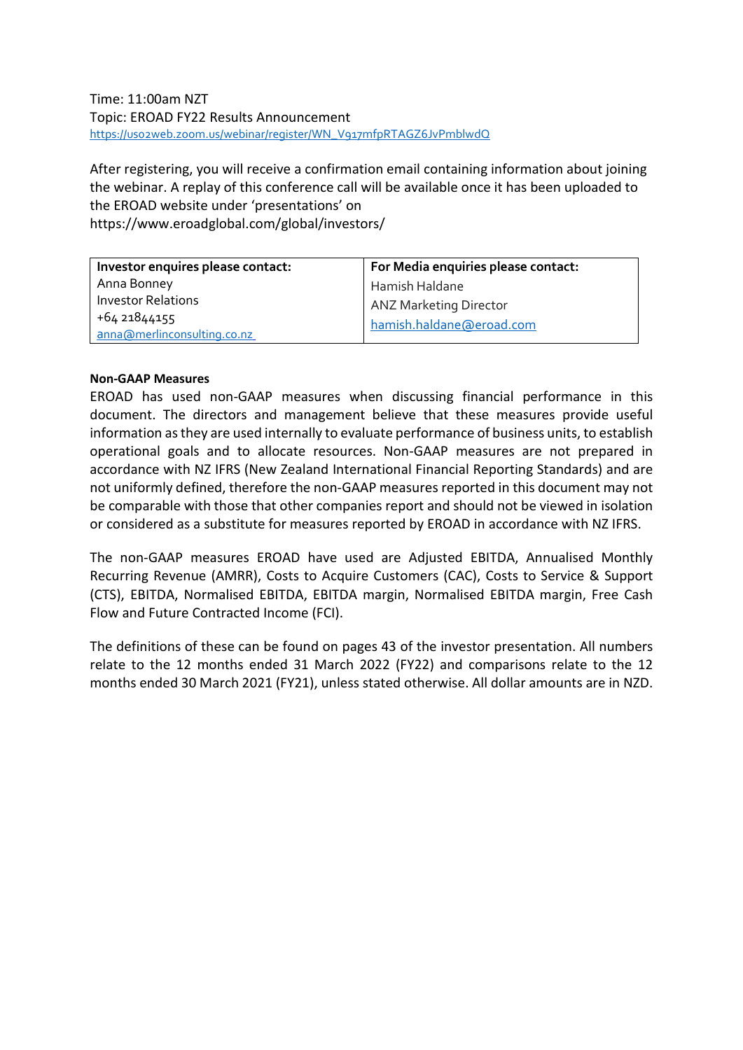Time: 11:00am NZT
Topic: EROAD FY22 Results Announcement
https://us02web.zoom.us/webinar/register/WN_V917mfpRTAGZ6JvPmblwdQ

After registering, you will receive a confirmation email containing information about joining the webinar. A replay of this conference call will be available once it has been uploaded to the EROAD website under 'presentations' on
https://www.eroadglobal.com/global/investors/

| Investor enquires please contact: | For Media enquiries please contact: |
|---|---|
| Anna Bonney<br>Investor Relations<br>+64 21844155<br>anna@merlinconsulting.co.nz | Hamish Haldane<br>ANZ Marketing Director<br>hamish.haldane@eroad.com |

**Non-GAAP Measures**

EROAD has used non-GAAP measures when discussing financial performance in this document. The directors and management believe that these measures provide useful information as they are used internally to evaluate performance of business units, to establish operational goals and to allocate resources. Non-GAAP measures are not prepared in accordance with NZ IFRS (New Zealand International Financial Reporting Standards) and are not uniformly defined, therefore the non-GAAP measures reported in this document may not be comparable with those that other companies report and should not be viewed in isolation or considered as a substitute for measures reported by EROAD in accordance with NZ IFRS.

The non-GAAP measures EROAD have used are Adjusted EBITDA, Annualised Monthly Recurring Revenue (AMRR), Costs to Acquire Customers (CAC), Costs to Service & Support (CTS), EBITDA, Normalised EBITDA, EBITDA margin, Normalised EBITDA margin, Free Cash Flow and Future Contracted Income (FCI).

The definitions of these can be found on pages 43 of the investor presentation. All numbers relate to the 12 months ended 31 March 2022 (FY22) and comparisons relate to the 12 months ended 30 March 2021 (FY21), unless stated otherwise. All dollar amounts are in NZD.